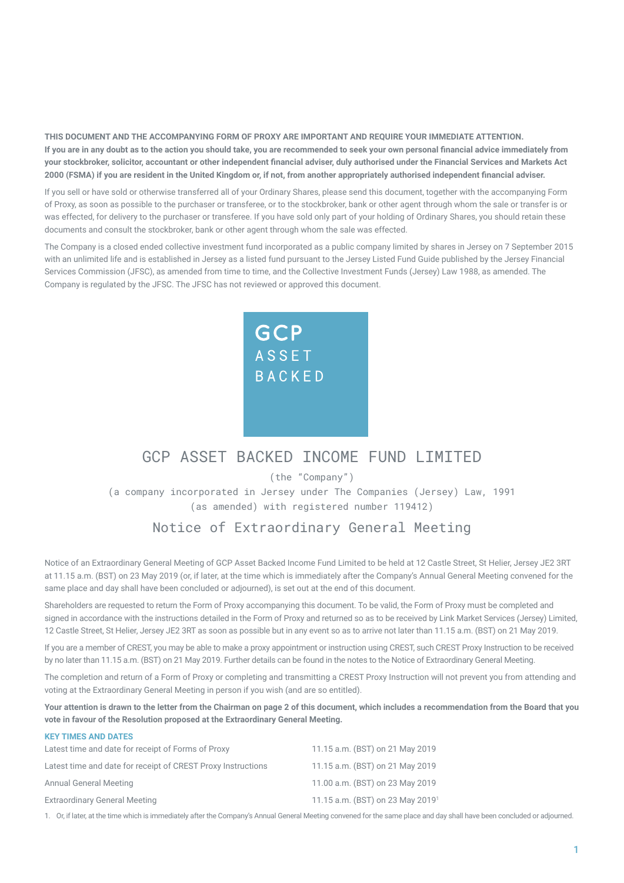**THIS DOCUMENT AND THE ACCOMPANYING FORM OF PROXY ARE IMPORTANT AND REQUIRE YOUR IMMEDIATE ATTENTION. If you are in any doubt as to the action you should take, you are recommended to seek your own personal financial advice immediately from your stockbroker, solicitor, accountant or other independent financial adviser, duly authorised under the Financial Services and Markets Act 2000 (FSMA) if you are resident in the United Kingdom or, if not, from another appropriately authorised independent financial adviser.**

If you sell or have sold or otherwise transferred all of your Ordinary Shares, please send this document, together with the accompanying Form of Proxy, as soon as possible to the purchaser or transferee, or to the stockbroker, bank or other agent through whom the sale or transfer is or was effected, for delivery to the purchaser or transferee. If you have sold only part of your holding of Ordinary Shares, you should retain these documents and consult the stockbroker, bank or other agent through whom the sale was effected.

The Company is a closed ended collective investment fund incorporated as a public company limited by shares in Jersey on 7 September 2015 with an unlimited life and is established in Jersey as a listed fund pursuant to the Jersey Listed Fund Guide published by the Jersey Financial Services Commission (JFSC), as amended from time to time, and the Collective Investment Funds (Jersey) Law 1988, as amended. The Company is regulated by the JFSC. The JFSC has not reviewed or approved this document.

GCP ASSET BACKED

# GCP ASSET BACKED INCOME FUND LIMITED

(the "Company")
(a company incorporated in Jersey under The Companies (Jersey) Law, 1991 (as amended) with registered number 119412)

## Notice of Extraordinary General Meeting

Notice of an Extraordinary General Meeting of GCP Asset Backed Income Fund Limited to be held at 12 Castle Street, St Helier, Jersey JE2 3RT at 11.15 a.m. (BST) on 23 May 2019 (or, if later, at the time which is immediately after the Company's Annual General Meeting convened for the same place and day shall have been concluded or adjourned), is set out at the end of this document.

Shareholders are requested to return the Form of Proxy accompanying this document. To be valid, the Form of Proxy must be completed and signed in accordance with the instructions detailed in the Form of Proxy and returned so as to be received by Link Market Services (Jersey) Limited, 12 Castle Street, St Helier, Jersey JE2 3RT as soon as possible but in any event so as to arrive not later than 11.15 a.m. (BST) on 21 May 2019.

If you are a member of CREST, you may be able to make a proxy appointment or instruction using CREST, such CREST Proxy Instruction to be received by no later than 11.15 a.m. (BST) on 21 May 2019. Further details can be found in the notes to the Notice of Extraordinary General Meeting.

The completion and return of a Form of Proxy or completing and transmitting a CREST Proxy Instruction will not prevent you from attending and voting at the Extraordinary General Meeting in person if you wish (and are so entitled).

**Your attention is drawn to the letter from the Chairman on page 2 of this document, which includes a recommendation from the Board that you vote in favour of the Resolution proposed at the Extraordinary General Meeting.**

### KEY TIMES AND DATES

| | |
|---|---|
| Latest time and date for receipt of Forms of Proxy | 11.15 a.m. (BST) on 21 May 2019 |
| Latest time and date for receipt of CREST Proxy Instructions | 11.15 a.m. (BST) on 21 May 2019 |
| Annual General Meeting | 11.00 a.m. (BST) on 23 May 2019 |
| Extraordinary General Meeting | 11.15 a.m. (BST) on 23 May 2019[1] |

1. Or, if later, at the time which is immediately after the Company's Annual General Meeting convened for the same place and day shall have been concluded or adjourned.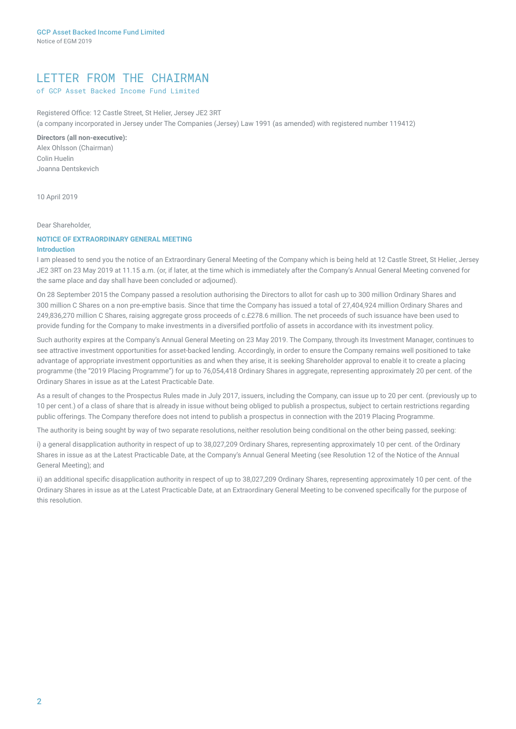# LETTER FROM THE CHAIRMAN

of GCP Asset Backed Income Fund Limited

Registered Office: 12 Castle Street, St Helier, Jersey JE2 3RT
(a company incorporated in Jersey under The Companies (Jersey) Law 1991 (as amended) with registered number 119412)

**Directors (all non-executive):**
Alex Ohlsson (Chairman)
Colin Huelin
Joanna Dentskevich

10 April 2019

Dear Shareholder,

## NOTICE OF EXTRAORDINARY GENERAL MEETING

### Introduction

I am pleased to send you the notice of an Extraordinary General Meeting of the Company which is being held at 12 Castle Street, St Helier, Jersey JE2 3RT on 23 May 2019 at 11.15 a.m. (or, if later, at the time which is immediately after the Company's Annual General Meeting convened for the same place and day shall have been concluded or adjourned).

On 28 September 2015 the Company passed a resolution authorising the Directors to allot for cash up to 300 million Ordinary Shares and 300 million C Shares on a non pre-emptive basis. Since that time the Company has issued a total of 27,404,924 million Ordinary Shares and 249,836,270 million C Shares, raising aggregate gross proceeds of c.£278.6 million. The net proceeds of such issuance have been used to provide funding for the Company to make investments in a diversified portfolio of assets in accordance with its investment policy.

Such authority expires at the Company's Annual General Meeting on 23 May 2019. The Company, through its Investment Manager, continues to see attractive investment opportunities for asset-backed lending. Accordingly, in order to ensure the Company remains well positioned to take advantage of appropriate investment opportunities as and when they arise, it is seeking Shareholder approval to enable it to create a placing programme (the "2019 Placing Programme") for up to 76,054,418 Ordinary Shares in aggregate, representing approximately 20 per cent. of the Ordinary Shares in issue as at the Latest Practicable Date.

As a result of changes to the Prospectus Rules made in July 2017, issuers, including the Company, can issue up to 20 per cent. (previously up to 10 per cent.) of a class of share that is already in issue without being obliged to publish a prospectus, subject to certain restrictions regarding public offerings. The Company therefore does not intend to publish a prospectus in connection with the 2019 Placing Programme.

The authority is being sought by way of two separate resolutions, neither resolution being conditional on the other being passed, seeking:

i) a general disapplication authority in respect of up to 38,027,209 Ordinary Shares, representing approximately 10 per cent. of the Ordinary Shares in issue as at the Latest Practicable Date, at the Company's Annual General Meeting (see Resolution 12 of the Notice of the Annual General Meeting); and

ii) an additional specific disapplication authority in respect of up to 38,027,209 Ordinary Shares, representing approximately 10 per cent. of the Ordinary Shares in issue as at the Latest Practicable Date, at an Extraordinary General Meeting to be convened specifically for the purpose of this resolution.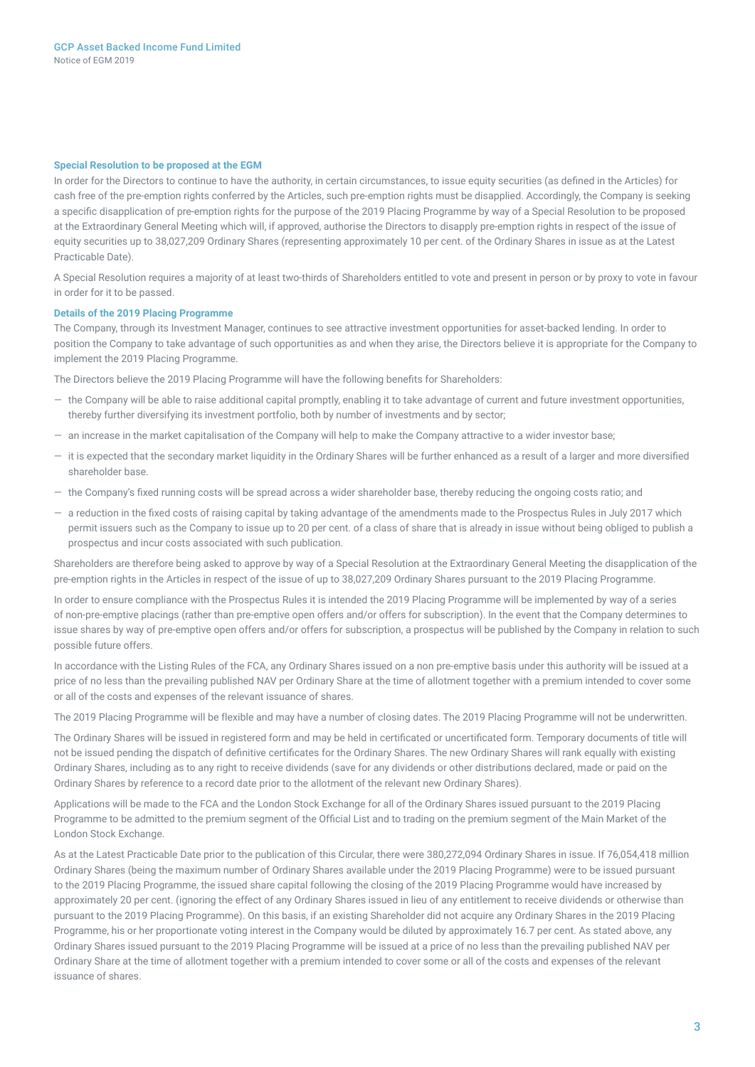### Special Resolution to be proposed at the EGM

In order for the Directors to continue to have the authority, in certain circumstances, to issue equity securities (as defined in the Articles) for cash free of the pre-emption rights conferred by the Articles, such pre-emption rights must be disapplied. Accordingly, the Company is seeking a specific disapplication of pre-emption rights for the purpose of the 2019 Placing Programme by way of a Special Resolution to be proposed at the Extraordinary General Meeting which will, if approved, authorise the Directors to disapply pre-emption rights in respect of the issue of equity securities up to 38,027,209 Ordinary Shares (representing approximately 10 per cent. of the Ordinary Shares in issue as at the Latest Practicable Date).

A Special Resolution requires a majority of at least two-thirds of Shareholders entitled to vote and present in person or by proxy to vote in favour in order for it to be passed.

### Details of the 2019 Placing Programme

The Company, through its Investment Manager, continues to see attractive investment opportunities for asset-backed lending. In order to position the Company to take advantage of such opportunities as and when they arise, the Directors believe it is appropriate for the Company to implement the 2019 Placing Programme.

The Directors believe the 2019 Placing Programme will have the following benefits for Shareholders:

- the Company will be able to raise additional capital promptly, enabling it to take advantage of current and future investment opportunities, thereby further diversifying its investment portfolio, both by number of investments and by sector;
- an increase in the market capitalisation of the Company will help to make the Company attractive to a wider investor base;
- it is expected that the secondary market liquidity in the Ordinary Shares will be further enhanced as a result of a larger and more diversified shareholder base.
- the Company's fixed running costs will be spread across a wider shareholder base, thereby reducing the ongoing costs ratio; and
- a reduction in the fixed costs of raising capital by taking advantage of the amendments made to the Prospectus Rules in July 2017 which permit issuers such as the Company to issue up to 20 per cent. of a class of share that is already in issue without being obliged to publish a prospectus and incur costs associated with such publication.

Shareholders are therefore being asked to approve by way of a Special Resolution at the Extraordinary General Meeting the disapplication of the pre-emption rights in the Articles in respect of the issue of up to 38,027,209 Ordinary Shares pursuant to the 2019 Placing Programme.

In order to ensure compliance with the Prospectus Rules it is intended the 2019 Placing Programme will be implemented by way of a series of non-pre-emptive placings (rather than pre-emptive open offers and/or offers for subscription). In the event that the Company determines to issue shares by way of pre-emptive open offers and/or offers for subscription, a prospectus will be published by the Company in relation to such possible future offers.

In accordance with the Listing Rules of the FCA, any Ordinary Shares issued on a non pre-emptive basis under this authority will be issued at a price of no less than the prevailing published NAV per Ordinary Share at the time of allotment together with a premium intended to cover some or all of the costs and expenses of the relevant issuance of shares.

The 2019 Placing Programme will be flexible and may have a number of closing dates. The 2019 Placing Programme will not be underwritten.

The Ordinary Shares will be issued in registered form and may be held in certificated or uncertificated form. Temporary documents of title will not be issued pending the dispatch of definitive certificates for the Ordinary Shares. The new Ordinary Shares will rank equally with existing Ordinary Shares, including as to any right to receive dividends (save for any dividends or other distributions declared, made or paid on the Ordinary Shares by reference to a record date prior to the allotment of the relevant new Ordinary Shares).

Applications will be made to the FCA and the London Stock Exchange for all of the Ordinary Shares issued pursuant to the 2019 Placing Programme to be admitted to the premium segment of the Official List and to trading on the premium segment of the Main Market of the London Stock Exchange.

As at the Latest Practicable Date prior to the publication of this Circular, there were 380,272,094 Ordinary Shares in issue. If 76,054,418 million Ordinary Shares (being the maximum number of Ordinary Shares available under the 2019 Placing Programme) were to be issued pursuant to the 2019 Placing Programme, the issued share capital following the closing of the 2019 Placing Programme would have increased by approximately 20 per cent. (ignoring the effect of any Ordinary Shares issued in lieu of any entitlement to receive dividends or otherwise than pursuant to the 2019 Placing Programme). On this basis, if an existing Shareholder did not acquire any Ordinary Shares in the 2019 Placing Programme, his or her proportionate voting interest in the Company would be diluted by approximately 16.7 per cent. As stated above, any Ordinary Shares issued pursuant to the 2019 Placing Programme will be issued at a price of no less than the prevailing published NAV per Ordinary Share at the time of allotment together with a premium intended to cover some or all of the costs and expenses of the relevant issuance of shares.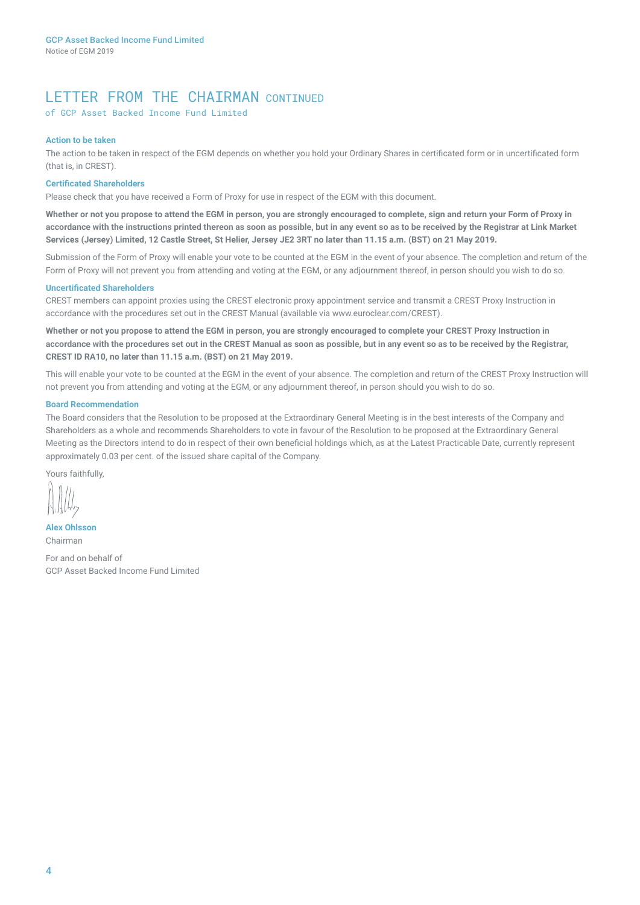# LETTER FROM THE CHAIRMAN CONTINUED

of GCP Asset Backed Income Fund Limited

### Action to be taken

The action to be taken in respect of the EGM depends on whether you hold your Ordinary Shares in certificated form or in uncertificated form (that is, in CREST).

### Certificated Shareholders

Please check that you have received a Form of Proxy for use in respect of the EGM with this document.

**Whether or not you propose to attend the EGM in person, you are strongly encouraged to complete, sign and return your Form of Proxy in accordance with the instructions printed thereon as soon as possible, but in any event so as to be received by the Registrar at Link Market Services (Jersey) Limited, 12 Castle Street, St Helier, Jersey JE2 3RT no later than 11.15 a.m. (BST) on 21 May 2019.**

Submission of the Form of Proxy will enable your vote to be counted at the EGM in the event of your absence. The completion and return of the Form of Proxy will not prevent you from attending and voting at the EGM, or any adjournment thereof, in person should you wish to do so.

### Uncertificated Shareholders

CREST members can appoint proxies using the CREST electronic proxy appointment service and transmit a CREST Proxy Instruction in accordance with the procedures set out in the CREST Manual (available via www.euroclear.com/CREST).

**Whether or not you propose to attend the EGM in person, you are strongly encouraged to complete your CREST Proxy Instruction in accordance with the procedures set out in the CREST Manual as soon as possible, but in any event so as to be received by the Registrar, CREST ID RA10, no later than 11.15 a.m. (BST) on 21 May 2019.**

This will enable your vote to be counted at the EGM in the event of your absence. The completion and return of the CREST Proxy Instruction will not prevent you from attending and voting at the EGM, or any adjournment thereof, in person should you wish to do so.

### Board Recommendation

The Board considers that the Resolution to be proposed at the Extraordinary General Meeting is in the best interests of the Company and Shareholders as a whole and recommends Shareholders to vote in favour of the Resolution to be proposed at the Extraordinary General Meeting as the Directors intend to do in respect of their own beneficial holdings which, as at the Latest Practicable Date, currently represent approximately 0.03 per cent. of the issued share capital of the Company.

Yours faithfully,

**Alex Ohlsson**
Chairman

For and on behalf of
GCP Asset Backed Income Fund Limited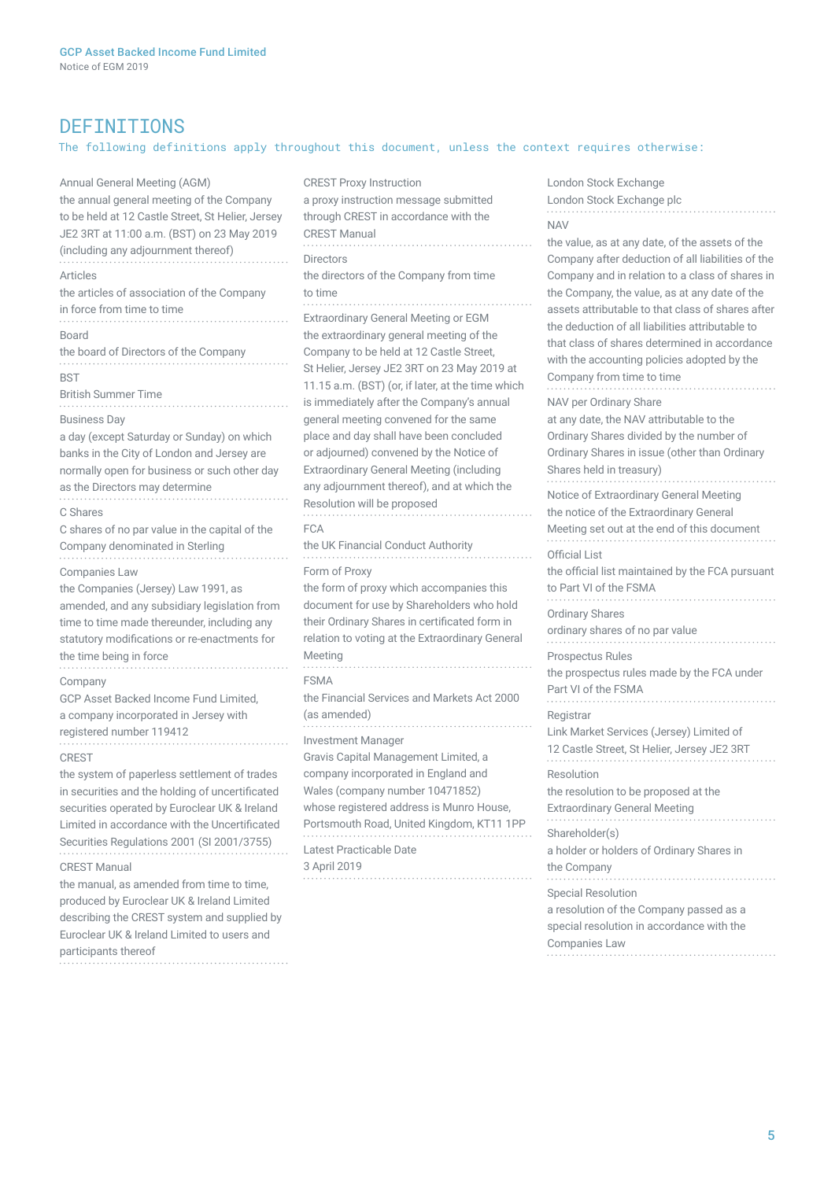# DEFINITIONS

The following definitions apply throughout this document, unless the context requires otherwise:

**Annual General Meeting (AGM)**
the annual general meeting of the Company to be held at 12 Castle Street, St Helier, Jersey JE2 3RT at 11:00 a.m. (BST) on 23 May 2019 (including any adjournment thereof)

**Articles**
the articles of association of the Company in force from time to time

**Board**
the board of Directors of the Company

**BST**
British Summer Time

**Business Day**
a day (except Saturday or Sunday) on which banks in the City of London and Jersey are normally open for business or such other day as the Directors may determine

**C Shares**
C shares of no par value in the capital of the Company denominated in Sterling

**Companies Law**
the Companies (Jersey) Law 1991, as amended, and any subsidiary legislation from time to time made thereunder, including any statutory modifications or re-enactments for the time being in force

**Company**
GCP Asset Backed Income Fund Limited, a company incorporated in Jersey with registered number 119412

**CREST**
the system of paperless settlement of trades in securities and the holding of uncertificated securities operated by Euroclear UK & Ireland Limited in accordance with the Uncertificated Securities Regulations 2001 (SI 2001/3755)

**CREST Manual**
the manual, as amended from time to time, produced by Euroclear UK & Ireland Limited describing the CREST system and supplied by Euroclear UK & Ireland Limited to users and participants thereof

**CREST Proxy Instruction**
a proxy instruction message submitted through CREST in accordance with the CREST Manual

**Directors**
the directors of the Company from time to time

**Extraordinary General Meeting or EGM**
the extraordinary general meeting of the Company to be held at 12 Castle Street, St Helier, Jersey JE2 3RT on 23 May 2019 at 11.15 a.m. (BST) (or, if later, at the time which is immediately after the Company's annual general meeting convened for the same place and day shall have been concluded or adjourned) convened by the Notice of Extraordinary General Meeting (including any adjournment thereof), and at which the Resolution will be proposed

**FCA**
the UK Financial Conduct Authority

**Form of Proxy**
the form of proxy which accompanies this document for use by Shareholders who hold their Ordinary Shares in certificated form in relation to voting at the Extraordinary General Meeting

**FSMA**
the Financial Services and Markets Act 2000 (as amended)

**Investment Manager**
Gravis Capital Management Limited, a company incorporated in England and Wales (company number 10471852) whose registered address is Munro House, Portsmouth Road, United Kingdom, KT11 1PP

**Latest Practicable Date**
3 April 2019

**London Stock Exchange**
London Stock Exchange plc

**NAV**
the value, as at any date, of the assets of the Company after deduction of all liabilities of the Company and in relation to a class of shares in the Company, the value, as at any date of the assets attributable to that class of shares after the deduction of all liabilities attributable to that class of shares determined in accordance with the accounting policies adopted by the Company from time to time

**NAV per Ordinary Share**
at any date, the NAV attributable to the Ordinary Shares divided by the number of Ordinary Shares in issue (other than Ordinary Shares held in treasury)

**Notice of Extraordinary General Meeting**
the notice of the Extraordinary General Meeting set out at the end of this document

**Official List**
the official list maintained by the FCA pursuant to Part VI of the FSMA

**Ordinary Shares**
ordinary shares of no par value

**Prospectus Rules**
the prospectus rules made by the FCA under Part VI of the FSMA

**Registrar**
Link Market Services (Jersey) Limited of 12 Castle Street, St Helier, Jersey JE2 3RT

**Resolution**
the resolution to be proposed at the Extraordinary General Meeting

**Shareholder(s)**
a holder or holders of Ordinary Shares in the Company

**Special Resolution**
a resolution of the Company passed as a special resolution in accordance with the Companies Law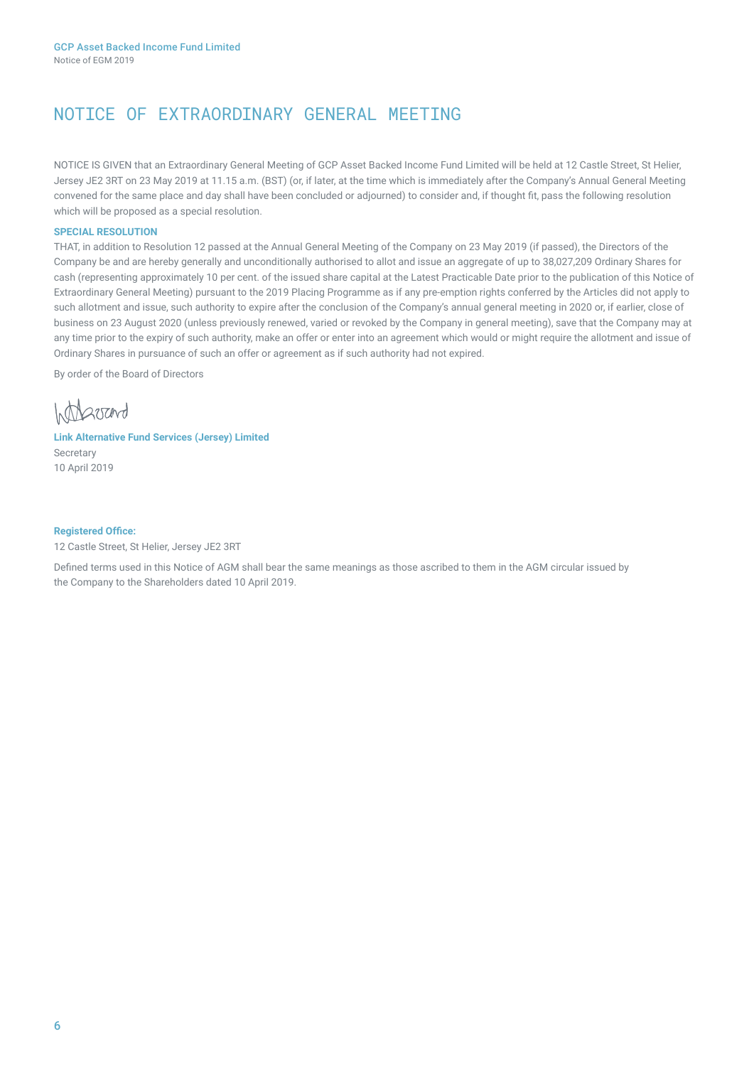# NOTICE OF EXTRAORDINARY GENERAL MEETING

NOTICE IS GIVEN that an Extraordinary General Meeting of GCP Asset Backed Income Fund Limited will be held at 12 Castle Street, St Helier, Jersey JE2 3RT on 23 May 2019 at 11.15 a.m. (BST) (or, if later, at the time which is immediately after the Company's Annual General Meeting convened for the same place and day shall have been concluded or adjourned) to consider and, if thought fit, pass the following resolution which will be proposed as a special resolution.

**SPECIAL RESOLUTION**

THAT, in addition to Resolution 12 passed at the Annual General Meeting of the Company on 23 May 2019 (if passed), the Directors of the Company be and are hereby generally and unconditionally authorised to allot and issue an aggregate of up to 38,027,209 Ordinary Shares for cash (representing approximately 10 per cent. of the issued share capital at the Latest Practicable Date prior to the publication of this Notice of Extraordinary General Meeting) pursuant to the 2019 Placing Programme as if any pre-emption rights conferred by the Articles did not apply to such allotment and issue, such authority to expire after the conclusion of the Company's annual general meeting in 2020 or, if earlier, close of business on 23 August 2020 (unless previously renewed, varied or revoked by the Company in general meeting), save that the Company may at any time prior to the expiry of such authority, make an offer or enter into an agreement which would or might require the allotment and issue of Ordinary Shares in pursuance of such an offer or agreement as if such authority had not expired.

By order of the Board of Directors

**Link Alternative Fund Services (Jersey) Limited**
Secretary
10 April 2019

**Registered Office:**
12 Castle Street, St Helier, Jersey JE2 3RT

Defined terms used in this Notice of AGM shall bear the same meanings as those ascribed to them in the AGM circular issued by the Company to the Shareholders dated 10 April 2019.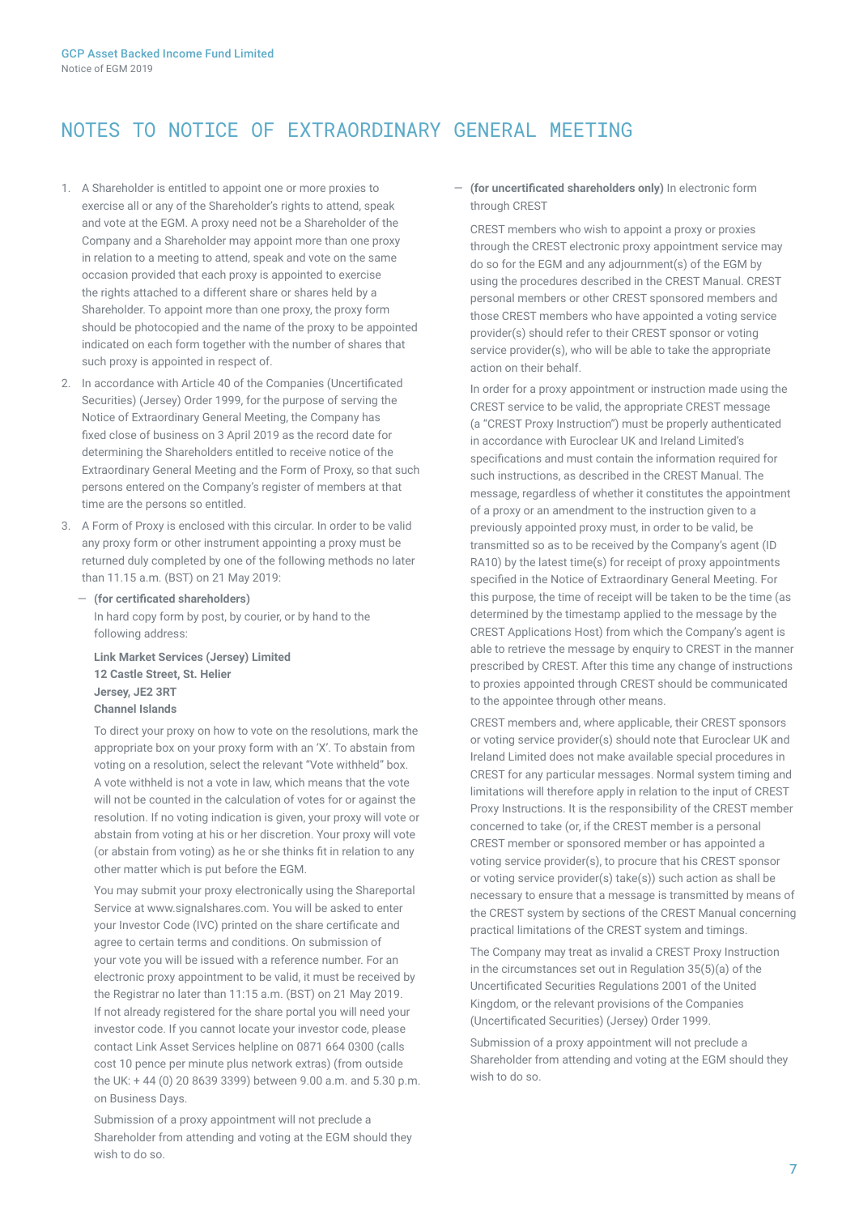# NOTES TO NOTICE OF EXTRAORDINARY GENERAL MEETING

1. A Shareholder is entitled to appoint one or more proxies to exercise all or any of the Shareholder's rights to attend, speak and vote at the EGM. A proxy need not be a Shareholder of the Company and a Shareholder may appoint more than one proxy in relation to a meeting to attend, speak and vote on the same occasion provided that each proxy is appointed to exercise the rights attached to a different share or shares held by a Shareholder. To appoint more than one proxy, the proxy form should be photocopied and the name of the proxy to be appointed indicated on each form together with the number of shares that such proxy is appointed in respect of.
2. In accordance with Article 40 of the Companies (Uncertificated Securities) (Jersey) Order 1999, for the purpose of serving the Notice of Extraordinary General Meeting, the Company has fixed close of business on 3 April 2019 as the record date for determining the Shareholders entitled to receive notice of the Extraordinary General Meeting and the Form of Proxy, so that such persons entered on the Company's register of members at that time are the persons so entitled.
3. A Form of Proxy is enclosed with this circular. In order to be valid any proxy form or other instrument appointing a proxy must be returned duly completed by one of the following methods no later than 11.15 a.m. (BST) on 21 May 2019:

   – **(for certificated shareholders)**
   In hard copy form by post, by courier, or by hand to the following address:

   **Link Market Services (Jersey) Limited**
   **12 Castle Street, St. Helier**
   **Jersey, JE2 3RT**
   **Channel Islands**

   To direct your proxy on how to vote on the resolutions, mark the appropriate box on your proxy form with an 'X'. To abstain from voting on a resolution, select the relevant "Vote withheld" box. A vote withheld is not a vote in law, which means that the vote will not be counted in the calculation of votes for or against the resolution. If no voting indication is given, your proxy will vote or abstain from voting at his or her discretion. Your proxy will vote (or abstain from voting) as he or she thinks fit in relation to any other matter which is put before the EGM.

   You may submit your proxy electronically using the Shareportal Service at www.signalshares.com. You will be asked to enter your Investor Code (IVC) printed on the share certificate and agree to certain terms and conditions. On submission of your vote you will be issued with a reference number. For an electronic proxy appointment to be valid, it must be received by the Registrar no later than 11:15 a.m. (BST) on 21 May 2019. If not already registered for the share portal you will need your investor code. If you cannot locate your investor code, please contact Link Asset Services helpline on 0871 664 0300 (calls cost 10 pence per minute plus network extras) (from outside the UK: + 44 (0) 20 8639 3399) between 9.00 a.m. and 5.30 p.m. on Business Days.

   Submission of a proxy appointment will not preclude a Shareholder from attending and voting at the EGM should they wish to do so.

   – **(for uncertificated shareholders only)** In electronic form through CREST

   CREST members who wish to appoint a proxy or proxies through the CREST electronic proxy appointment service may do so for the EGM and any adjournment(s) of the EGM by using the procedures described in the CREST Manual. CREST personal members or other CREST sponsored members and those CREST members who have appointed a voting service provider(s) should refer to their CREST sponsor or voting service provider(s), who will be able to take the appropriate action on their behalf.

   In order for a proxy appointment or instruction made using the CREST service to be valid, the appropriate CREST message (a "CREST Proxy Instruction") must be properly authenticated in accordance with Euroclear UK and Ireland Limited's specifications and must contain the information required for such instructions, as described in the CREST Manual. The message, regardless of whether it constitutes the appointment of a proxy or an amendment to the instruction given to a previously appointed proxy must, in order to be valid, be transmitted so as to be received by the Company's agent (ID RA10) by the latest time(s) for receipt of proxy appointments specified in the Notice of Extraordinary General Meeting. For this purpose, the time of receipt will be taken to be the time (as determined by the timestamp applied to the message by the CREST Applications Host) from which the Company's agent is able to retrieve the message by enquiry to CREST in the manner prescribed by CREST. After this time any change of instructions to proxies appointed through CREST should be communicated to the appointee through other means.

   CREST members and, where applicable, their CREST sponsors or voting service provider(s) should note that Euroclear UK and Ireland Limited does not make available special procedures in CREST for any particular messages. Normal system timing and limitations will therefore apply in relation to the input of CREST Proxy Instructions. It is the responsibility of the CREST member concerned to take (or, if the CREST member is a personal CREST member or sponsored member or has appointed a voting service provider(s), to procure that his CREST sponsor or voting service provider(s) take(s)) such action as shall be necessary to ensure that a message is transmitted by means of the CREST system by sections of the CREST Manual concerning practical limitations of the CREST system and timings.

   The Company may treat as invalid a CREST Proxy Instruction in the circumstances set out in Regulation 35(5)(a) of the Uncertificated Securities Regulations 2001 of the United Kingdom, or the relevant provisions of the Companies (Uncertificated Securities) (Jersey) Order 1999.

   Submission of a proxy appointment will not preclude a Shareholder from attending and voting at the EGM should they wish to do so.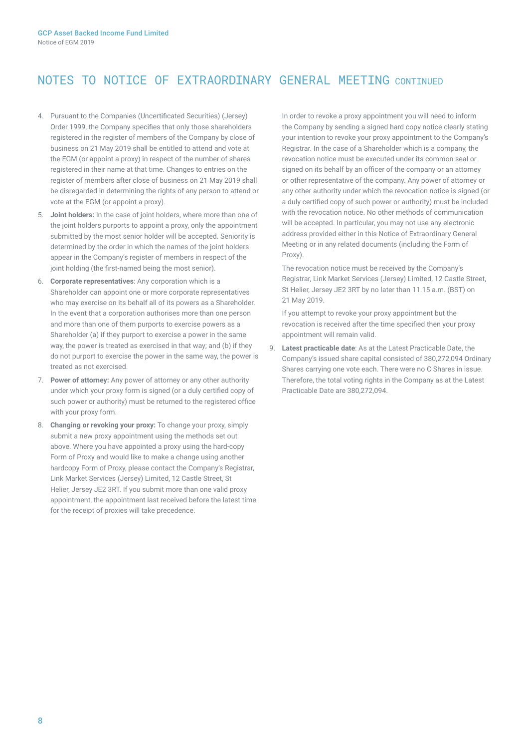## NOTES TO NOTICE OF EXTRAORDINARY GENERAL MEETING CONTINUED

4. Pursuant to the Companies (Uncertificated Securities) (Jersey) Order 1999, the Company specifies that only those shareholders registered in the register of members of the Company by close of business on 21 May 2019 shall be entitled to attend and vote at the EGM (or appoint a proxy) in respect of the number of shares registered in their name at that time. Changes to entries on the register of members after close of business on 21 May 2019 shall be disregarded in determining the rights of any person to attend or vote at the EGM (or appoint a proxy).
5. **Joint holders:** In the case of joint holders, where more than one of the joint holders purports to appoint a proxy, only the appointment submitted by the most senior holder will be accepted. Seniority is determined by the order in which the names of the joint holders appear in the Company's register of members in respect of the joint holding (the first-named being the most senior).
6. **Corporate representatives**: Any corporation which is a Shareholder can appoint one or more corporate representatives who may exercise on its behalf all of its powers as a Shareholder. In the event that a corporation authorises more than one person and more than one of them purports to exercise powers as a Shareholder (a) if they purport to exercise a power in the same way, the power is treated as exercised in that way; and (b) if they do not purport to exercise the power in the same way, the power is treated as not exercised.
7. **Power of attorney:** Any power of attorney or any other authority under which your proxy form is signed (or a duly certified copy of such power or authority) must be returned to the registered office with your proxy form.
8. **Changing or revoking your proxy:** To change your proxy, simply submit a new proxy appointment using the methods set out above. Where you have appointed a proxy using the hard-copy Form of Proxy and would like to make a change using another hardcopy Form of Proxy, please contact the Company's Registrar, Link Market Services (Jersey) Limited, 12 Castle Street, St Helier, Jersey JE2 3RT. If you submit more than one valid proxy appointment, the appointment last received before the latest time for the receipt of proxies will take precedence.

   In order to revoke a proxy appointment you will need to inform the Company by sending a signed hard copy notice clearly stating your intention to revoke your proxy appointment to the Company's Registrar. In the case of a Shareholder which is a company, the revocation notice must be executed under its common seal or signed on its behalf by an officer of the company or an attorney or other representative of the company. Any power of attorney or any other authority under which the revocation notice is signed (or a duly certified copy of such power or authority) must be included with the revocation notice. No other methods of communication will be accepted. In particular, you may not use any electronic address provided either in this Notice of Extraordinary General Meeting or in any related documents (including the Form of Proxy).

   The revocation notice must be received by the Company's Registrar, Link Market Services (Jersey) Limited, 12 Castle Street, St Helier, Jersey JE2 3RT by no later than 11.15 a.m. (BST) on 21 May 2019.

   If you attempt to revoke your proxy appointment but the revocation is received after the time specified then your proxy appointment will remain valid.
9. **Latest practicable date**: As at the Latest Practicable Date, the Company's issued share capital consisted of 380,272,094 Ordinary Shares carrying one vote each. There were no C Shares in issue. Therefore, the total voting rights in the Company as at the Latest Practicable Date are 380,272,094.